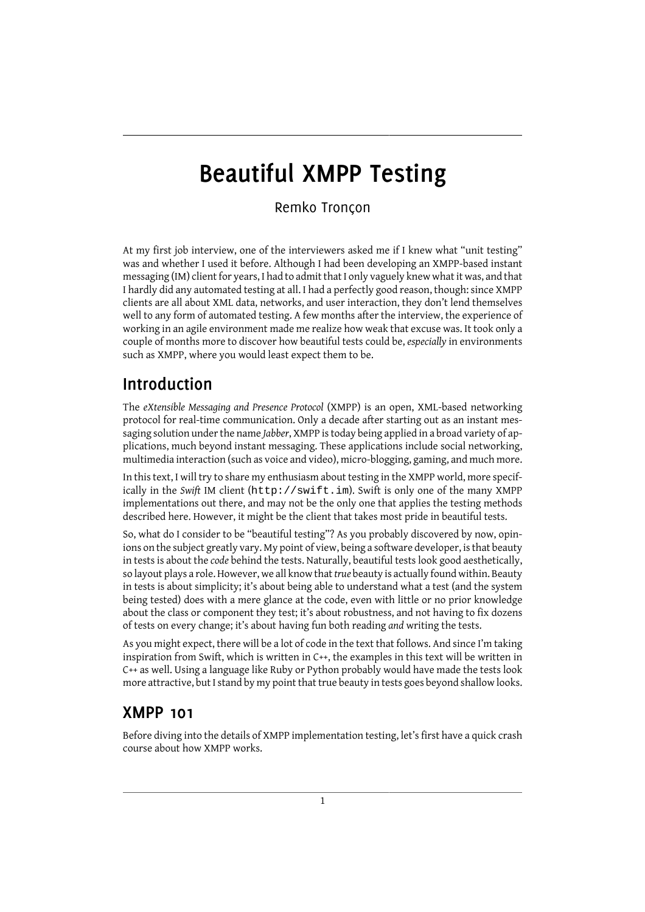# Beautiful XMPP Testing

Remko Tronçon

At my first job interview, one of the interviewers asked me if I knew what "unit testing" was and whether I used it before. Although I had been developing an XMPP-based instant messaging (IM) client for years, I had to admit that I only vaguely knew what it was, and that I hardly did any automated testing at all. I had a perfectly good reason, though: since XMPP clients are all about XML data, networks, and user interaction, they don't lend themselves well to any form of automated testing. A few months after the interview, the experience of working in an agile environment made me realize how weak that excuse was. It took only a couple of months more to discover how beautiful tests could be, *especially* in environments such as XMPP, where you would least expect them to be.

## Introduction

The *eXtensible Messaging and Presence Protocol* (XMPP) is an open, XML-based networking protocol for real-time communication. Only a decade after starting out as an instant messaging solution under the name *Jabber*, XMPP is today being applied in a broad variety of applications, much beyond instant messaging. These applications include social networking, multimedia interaction (such as voice and video), micro-blogging, gaming, and much more.

In this text, I will try to share my enthusiasm about testing in the XMPP world, more specifically in the *Swift* IM client (`http://swift.im`). Swift is only one of the many XMPP implementations out there, and may not be the only one that applies the testing methods described here. However, it might be the client that takes most pride in beautiful tests.

So, what do I consider to be "beautiful testing"? As you probably discovered by now, opinions on the subject greatly vary. My point of view, being a software developer, is that beauty in tests is about the *code* behind the tests. Naturally, beautiful tests look good aesthetically, so layout plays a role. However, we all know that *true* beauty is actually found within. Beauty in tests is about simplicity; it's about being able to understand what a test (and the system being tested) does with a mere glance at the code, even with little or no prior knowledge about the class or component they test; it's about robustness, and not having to fix dozens of tests on every change; it's about having fun both reading *and* writing the tests.

As you might expect, there will be a lot of code in the text that follows. And since I'm taking inspiration from Swift, which is written in C++, the examples in this text will be written in C++ as well. Using a language like Ruby or Python probably would have made the tests look more attractive, but I stand by my point that true beauty in tests goes beyond shallow looks.

## XMPP 101

Before diving into the details of XMPP implementation testing, let's first have a quick crash course about how XMPP works.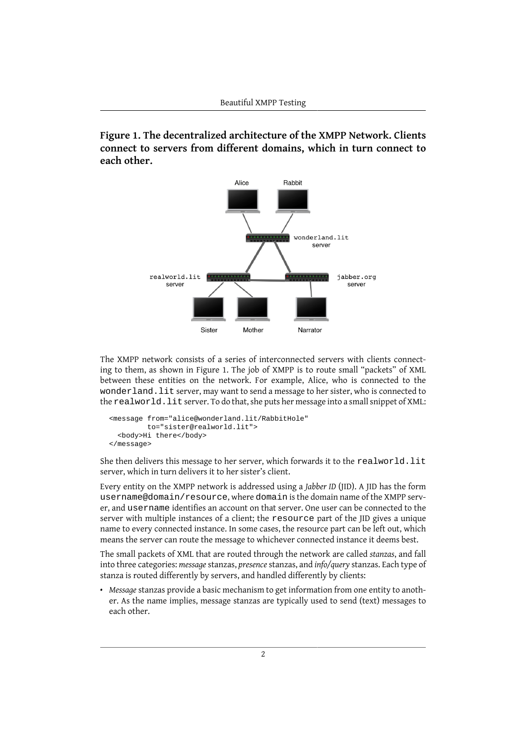**Figure 1. The decentralized architecture of the XMPP Network. Clients connect to servers from different domains, which in turn connect to each other.**

Alice
Rabbit
wonderland.lit
server
realworld.lit
server
jabber.org
server
Sister
Mother
Narrator

The XMPP network consists of a series of interconnected servers with clients connecting to them, as shown in Figure 1. The job of XMPP is to route small "packets" of XML between these entities on the network. For example, Alice, who is connected to the `wonderland.lit` server, may want to send a message to her sister, who is connected to the `realworld.lit` server. To do that, she puts her message into a small snippet of XML:

```
<message from="alice@wonderland.lit/RabbitHole"
         to="sister@realworld.lit">
  <body>Hi there</body>
</message>
```

She then delivers this message to her server, which forwards it to the `realworld.lit` server, which in turn delivers it to her sister's client.

Every entity on the XMPP network is addressed using a *Jabber ID* (JID). A JID has the form `username@domain/resource`, where `domain` is the domain name of the XMPP server, and `username` identifies an account on that server. One user can be connected to the server with multiple instances of a client; the `resource` part of the JID gives a unique name to every connected instance. In some cases, the resource part can be left out, which means the server can route the message to whichever connected instance it deems best.

The small packets of XML that are routed through the network are called *stanzas*, and fall into three categories: *message* stanzas, *presence* stanzas, and *info/query* stanzas. Each type of stanza is routed differently by servers, and handled differently by clients:

- *Message* stanzas provide a basic mechanism to get information from one entity to another. As the name implies, message stanzas are typically used to send (text) messages to each other.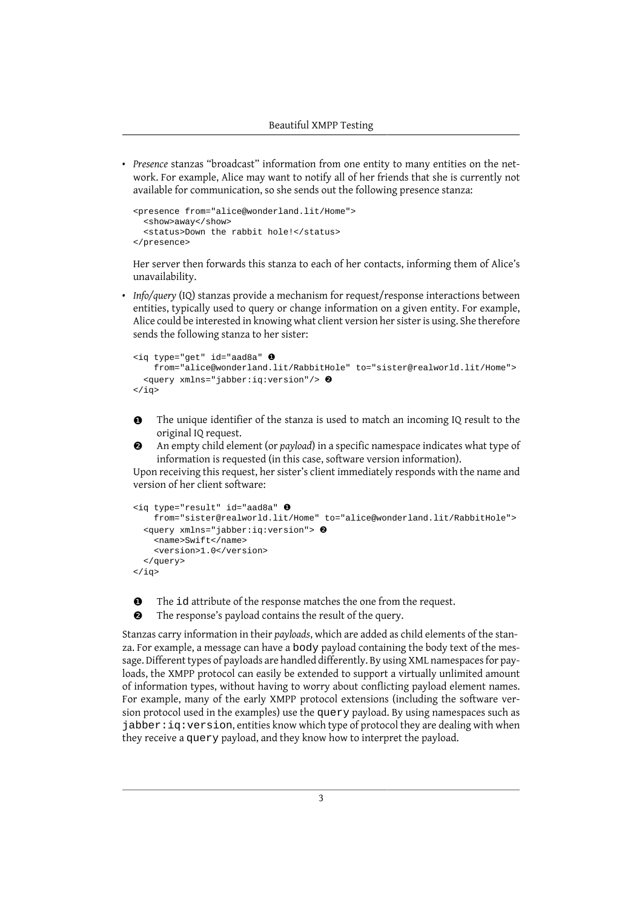- *Presence* stanzas "broadcast" information from one entity to many entities on the network. For example, Alice may want to notify all of her friends that she is currently not available for communication, so she sends out the following presence stanza:

  ```
  <presence from="alice@wonderland.lit/Home">
    <show>away</show>
    <status>Down the rabbit hole!</status>
  </presence>
  ```

  Her server then forwards this stanza to each of her contacts, informing them of Alice's unavailability.

- *Info/query* (IQ) stanzas provide a mechanism for request/response interactions between entities, typically used to query or change information on a given entity. For example, Alice could be interested in knowing what client version her sister is using. She therefore sends the following stanza to her sister:

  ```
  <iq type="get" id="aad8a" ❶
      from="alice@wonderland.lit/RabbitHole" to="sister@realworld.lit/Home">
    <query xmlns="jabber:iq:version"/> ❷
  </iq>
  ```

  ❶ The unique identifier of the stanza is used to match an incoming IQ result to the original IQ request.
  ❷ An empty child element (or *payload*) in a specific namespace indicates what type of information is requested (in this case, software version information).

  Upon receiving this request, her sister's client immediately responds with the name and version of her client software:

  ```
  <iq type="result" id="aad8a" ❶
      from="sister@realworld.lit/Home" to="alice@wonderland.lit/RabbitHole">
    <query xmlns="jabber:iq:version"> ❷
      <name>Swift</name>
      <version>1.0</version>
    </query>
  </iq>
  ```

  ❶ The `id` attribute of the response matches the one from the request.
  ❷ The response's payload contains the result of the query.

Stanzas carry information in their *payloads*, which are added as child elements of the stanza. For example, a message can have a `body` payload containing the body text of the message. Different types of payloads are handled differently. By using XML namespaces for payloads, the XMPP protocol can easily be extended to support a virtually unlimited amount of information types, without having to worry about conflicting payload element names. For example, many of the early XMPP protocol extensions (including the software version protocol used in the examples) use the `query` payload. By using namespaces such as `jabber:iq:version`, entities know which type of protocol they are dealing with when they receive a `query` payload, and they know how to interpret the payload.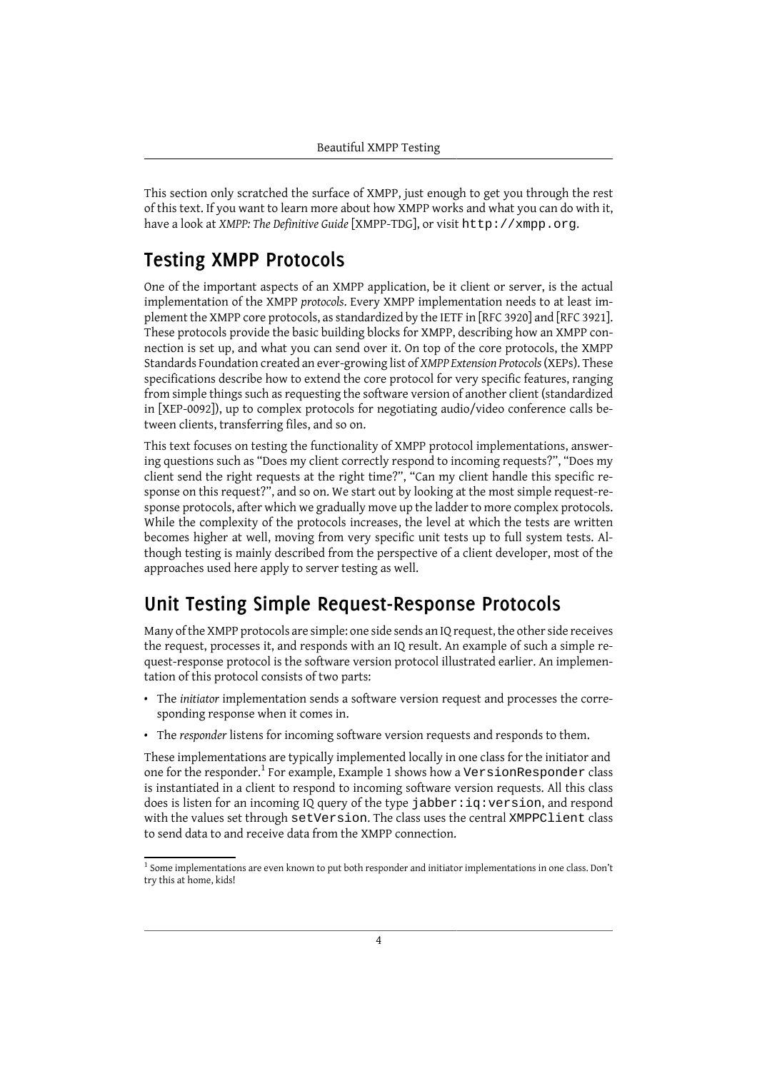This section only scratched the surface of XMPP, just enough to get you through the rest of this text. If you want to learn more about how XMPP works and what you can do with it, have a look at *XMPP: The Definitive Guide* [XMPP-TDG], or visit `http://xmpp.org`.

## Testing XMPP Protocols

One of the important aspects of an XMPP application, be it client or server, is the actual implementation of the XMPP *protocols*. Every XMPP implementation needs to at least implement the XMPP core protocols, as standardized by the IETF in [RFC 3920] and [RFC 3921]. These protocols provide the basic building blocks for XMPP, describing how an XMPP connection is set up, and what you can send over it. On top of the core protocols, the XMPP Standards Foundation created an ever-growing list of *XMPP Extension Protocols* (XEPs). These specifications describe how to extend the core protocol for very specific features, ranging from simple things such as requesting the software version of another client (standardized in [XEP-0092]), up to complex protocols for negotiating audio/video conference calls between clients, transferring files, and so on.

This text focuses on testing the functionality of XMPP protocol implementations, answering questions such as "Does my client correctly respond to incoming requests?", "Does my client send the right requests at the right time?", "Can my client handle this specific response on this request?", and so on. We start out by looking at the most simple request-response protocols, after which we gradually move up the ladder to more complex protocols. While the complexity of the protocols increases, the level at which the tests are written becomes higher at well, moving from very specific unit tests up to full system tests. Although testing is mainly described from the perspective of a client developer, most of the approaches used here apply to server testing as well.

## Unit Testing Simple Request-Response Protocols

Many of the XMPP protocols are simple: one side sends an IQ request, the other side receives the request, processes it, and responds with an IQ result. An example of such a simple request-response protocol is the software version protocol illustrated earlier. An implementation of this protocol consists of two parts:

- The *initiator* implementation sends a software version request and processes the corresponding response when it comes in.
- The *responder* listens for incoming software version requests and responds to them.

These implementations are typically implemented locally in one class for the initiator and one for the responder.[1] For example, Example 1 shows how a `VersionResponder` class is instantiated in a client to respond to incoming software version requests. All this class does is listen for an incoming IQ query of the type `jabber:iq:version`, and respond with the values set through `setVersion`. The class uses the central `XMPPClient` class to send data to and receive data from the XMPP connection.

[1] Some implementations are even known to put both responder and initiator implementations in one class. Don't try this at home, kids!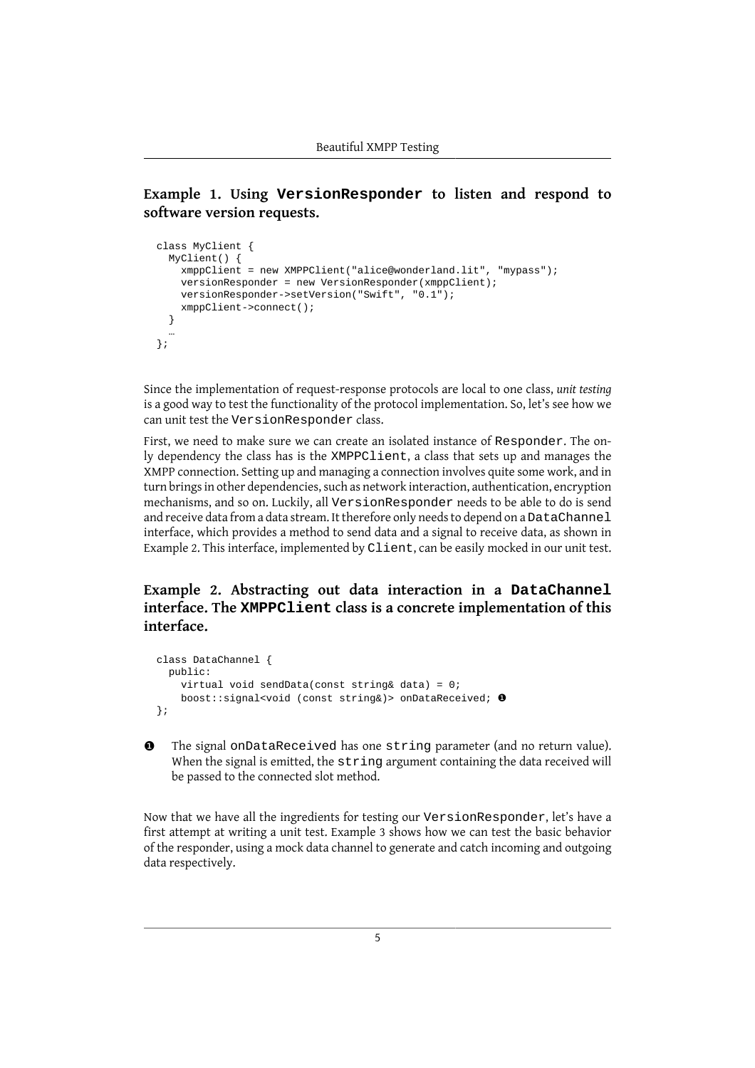**Example 1. Using `VersionResponder` to listen and respond to software version requests.**

```
class MyClient {
  MyClient() {
    xmppClient = new XMPPClient("alice@wonderland.lit", "mypass");
    versionResponder = new VersionResponder(xmppClient);
    versionResponder->setVersion("Swift", "0.1");
    xmppClient->connect();
  }
  …
};
```

Since the implementation of request-response protocols are local to one class, *unit testing* is a good way to test the functionality of the protocol implementation. So, let's see how we can unit test the `VersionResponder` class.

First, we need to make sure we can create an isolated instance of `Responder`. The only dependency the class has is the `XMPPClient`, a class that sets up and manages the XMPP connection. Setting up and managing a connection involves quite some work, and in turn brings in other dependencies, such as network interaction, authentication, encryption mechanisms, and so on. Luckily, all `VersionResponder` needs to be able to do is send and receive data from a data stream. It therefore only needs to depend on a `DataChannel` interface, which provides a method to send data and a signal to receive data, as shown in Example 2. This interface, implemented by `Client`, can be easily mocked in our unit test.

**Example 2. Abstracting out data interaction in a `DataChannel` interface. The `XMPPClient` class is a concrete implementation of this interface.**

```
class DataChannel {
  public:
    virtual void sendData(const string& data) = 0;
    boost::signal<void (const string&)> onDataReceived; ❶
};
```

❶ The signal `onDataReceived` has one `string` parameter (and no return value). When the signal is emitted, the `string` argument containing the data received will be passed to the connected slot method.

Now that we have all the ingredients for testing our `VersionResponder`, let's have a first attempt at writing a unit test. Example 3 shows how we can test the basic behavior of the responder, using a mock data channel to generate and catch incoming and outgoing data respectively.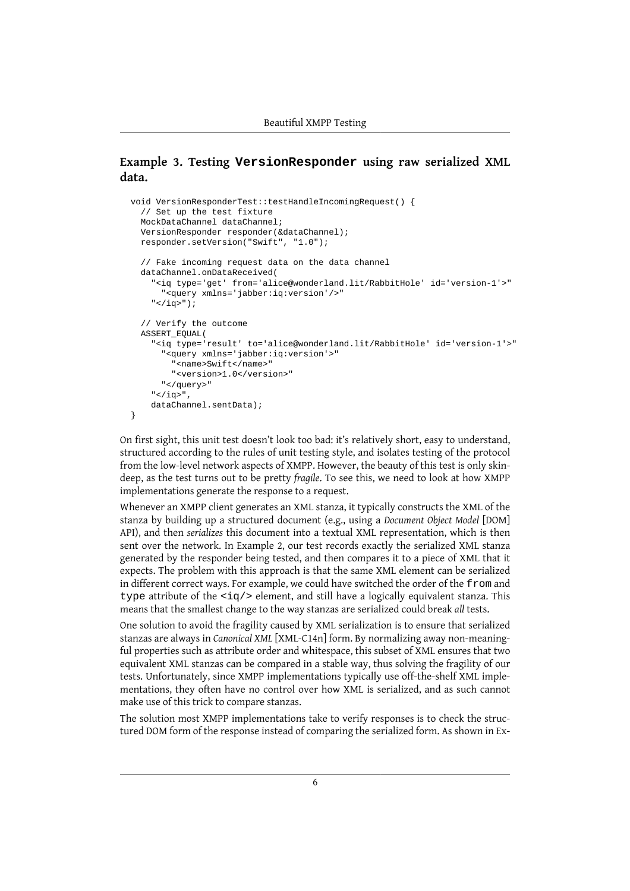### Example 3. Testing `VersionResponder` using raw serialized XML data.

```
void VersionResponderTest::testHandleIncomingRequest() {
  // Set up the test fixture
  MockDataChannel dataChannel;
  VersionResponder responder(&dataChannel);
  responder.setVersion("Swift", "1.0");

  // Fake incoming request data on the data channel
  dataChannel.onDataReceived(
    "<iq type='get' from='alice@wonderland.lit/RabbitHole' id='version-1'>"
      "<query xmlns='jabber:iq:version'/>"
    "</iq>");

  // Verify the outcome
  ASSERT_EQUAL(
    "<iq type='result' to='alice@wonderland.lit/RabbitHole' id='version-1'>"
      "<query xmlns='jabber:iq:version'>"
        "<name>Swift</name>"
        "<version>1.0</version>"
      "</query>"
    "</iq>",
    dataChannel.sentData);
}
```

On first sight, this unit test doesn't look too bad: it's relatively short, easy to understand, structured according to the rules of unit testing style, and isolates testing of the protocol from the low-level network aspects of XMPP. However, the beauty of this test is only skin-deep, as the test turns out to be pretty *fragile*. To see this, we need to look at how XMPP implementations generate the response to a request.

Whenever an XMPP client generates an XML stanza, it typically constructs the XML of the stanza by building up a structured document (e.g., using a *Document Object Model* [DOM] API), and then *serializes* this document into a textual XML representation, which is then sent over the network. In Example 2, our test records exactly the serialized XML stanza generated by the responder being tested, and then compares it to a piece of XML that it expects. The problem with this approach is that the same XML element can be serialized in different correct ways. For example, we could have switched the order of the `from` and `type` attribute of the `<iq/>` element, and still have a logically equivalent stanza. This means that the smallest change to the way stanzas are serialized could break *all* tests.

One solution to avoid the fragility caused by XML serialization is to ensure that serialized stanzas are always in *Canonical XML* [XML-C14n] form. By normalizing away non-meaningful properties such as attribute order and whitespace, this subset of XML ensures that two equivalent XML stanzas can be compared in a stable way, thus solving the fragility of our tests. Unfortunately, since XMPP implementations typically use off-the-shelf XML implementations, they often have no control over how XML is serialized, and as such cannot make use of this trick to compare stanzas.

The solution most XMPP implementations take to verify responses is to check the structured DOM form of the response instead of comparing the serialized form. As shown in Ex-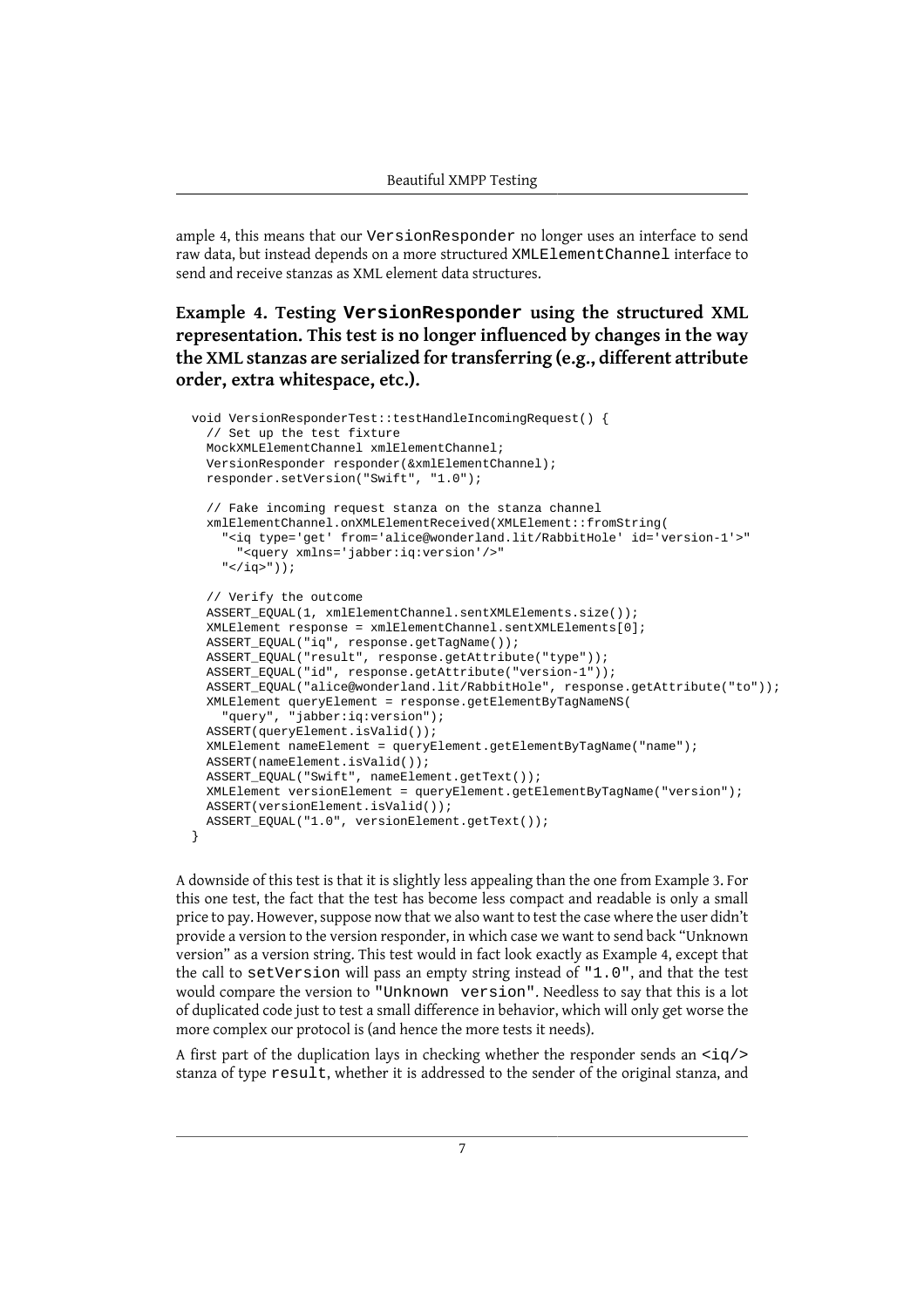ample 4, this means that our `VersionResponder` no longer uses an interface to send raw data, but instead depends on a more structured `XMLElementChannel` interface to send and receive stanzas as XML element data structures.

### Example 4. Testing `VersionResponder` using the structured XML representation. This test is no longer influenced by changes in the way the XML stanzas are serialized for transferring (e.g., different attribute order, extra whitespace, etc.).

```
void VersionResponderTest::testHandleIncomingRequest() {
  // Set up the test fixture
  MockXMLElementChannel xmlElementChannel;
  VersionResponder responder(&xmlElementChannel);
  responder.setVersion("Swift", "1.0");

  // Fake incoming request stanza on the stanza channel
  xmlElementChannel.onXMLElementReceived(XMLElement::fromString(
    "<iq type='get' from='alice@wonderland.lit/RabbitHole' id='version-1'>"
      "<query xmlns='jabber:iq:version'/>"
    "</iq>"));

  // Verify the outcome
  ASSERT_EQUAL(1, xmlElementChannel.sentXMLElements.size());
  XMLElement response = xmlElementChannel.sentXMLElements[0];
  ASSERT_EQUAL("iq", response.getTagName());
  ASSERT_EQUAL("result", response.getAttribute("type"));
  ASSERT_EQUAL("id", response.getAttribute("version-1"));
  ASSERT_EQUAL("alice@wonderland.lit/RabbitHole", response.getAttribute("to"));
  XMLElement queryElement = response.getElementByTagNameNS(
    "query", "jabber:iq:version");
  ASSERT(queryElement.isValid());
  XMLElement nameElement = queryElement.getElementByTagName("name");
  ASSERT(nameElement.isValid());
  ASSERT_EQUAL("Swift", nameElement.getText());
  XMLElement versionElement = queryElement.getElementByTagName("version");
  ASSERT(versionElement.isValid());
  ASSERT_EQUAL("1.0", versionElement.getText());
}
```

A downside of this test is that it is slightly less appealing than the one from Example 3. For this one test, the fact that the test has become less compact and readable is only a small price to pay. However, suppose now that we also want to test the case where the user didn't provide a version to the version responder, in which case we want to send back "Unknown version" as a version string. This test would in fact look exactly as Example 4, except that the call to `setVersion` will pass an empty string instead of `"1.0"`, and that the test would compare the version to `"Unknown version"`. Needless to say that this is a lot of duplicated code just to test a small difference in behavior, which will only get worse the more complex our protocol is (and hence the more tests it needs).

A first part of the duplication lays in checking whether the responder sends an `<iq/>` stanza of type `result`, whether it is addressed to the sender of the original stanza, and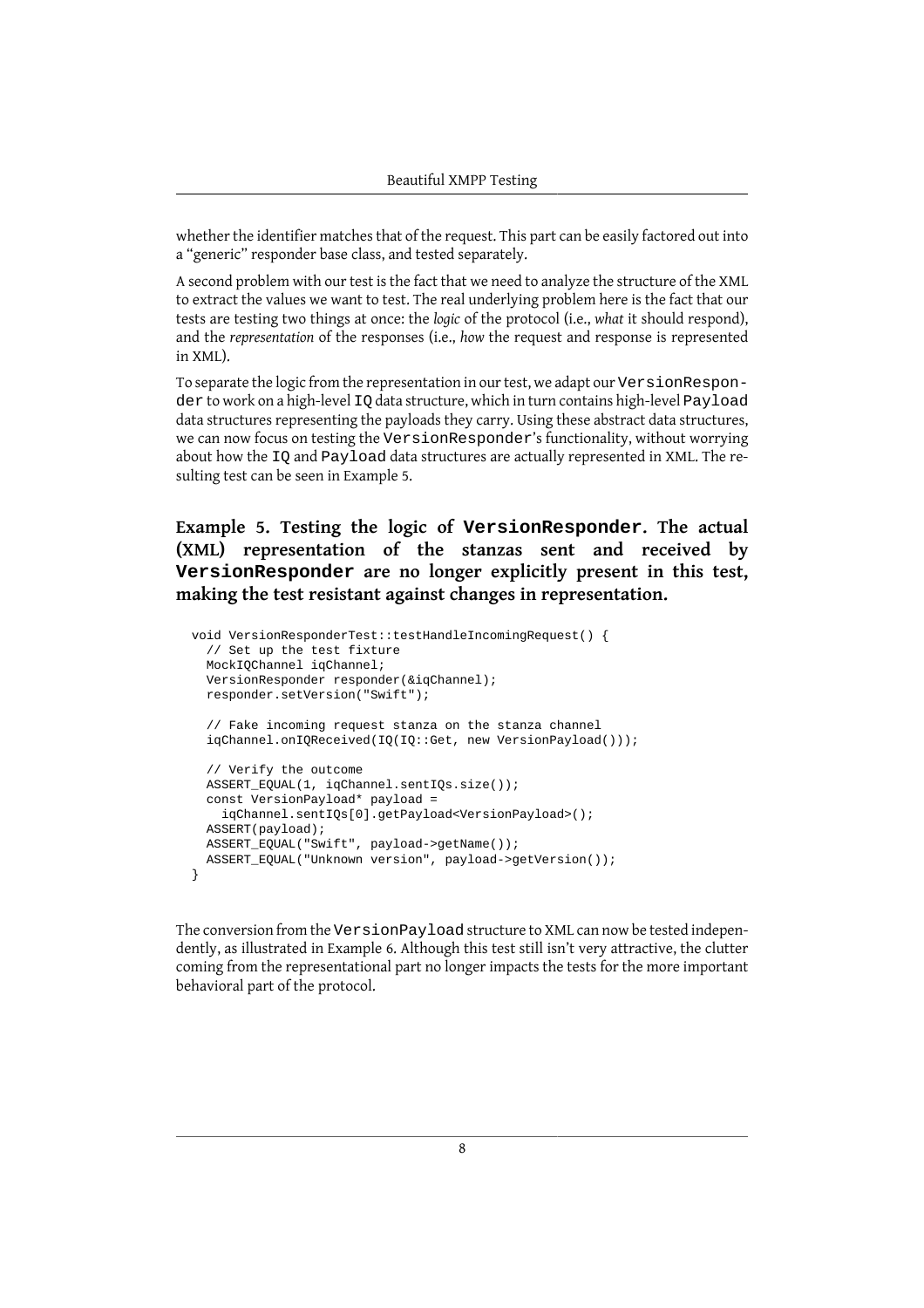whether the identifier matches that of the request. This part can be easily factored out into a "generic" responder base class, and tested separately.

A second problem with our test is the fact that we need to analyze the structure of the XML to extract the values we want to test. The real underlying problem here is the fact that our tests are testing two things at once: the *logic* of the protocol (i.e., *what* it should respond), and the *representation* of the responses (i.e., *how* the request and response is represented in XML).

To separate the logic from the representation in our test, we adapt our `VersionResponder` to work on a high-level `IQ` data structure, which in turn contains high-level `Payload` data structures representing the payloads they carry. Using these abstract data structures, we can now focus on testing the `VersionResponder`'s functionality, without worrying about how the `IQ` and `Payload` data structures are actually represented in XML. The resulting test can be seen in Example 5.

### Example 5. Testing the logic of `VersionResponder`. The actual (XML) representation of the stanzas sent and received by `VersionResponder` are no longer explicitly present in this test, making the test resistant against changes in representation.

```
void VersionResponderTest::testHandleIncomingRequest() {
  // Set up the test fixture
  MockIQChannel iqChannel;
  VersionResponder responder(&iqChannel);
  responder.setVersion("Swift");

  // Fake incoming request stanza on the stanza channel
  iqChannel.onIQReceived(IQ(IQ::Get, new VersionPayload()));

  // Verify the outcome
  ASSERT_EQUAL(1, iqChannel.sentIQs.size());
  const VersionPayload* payload =
    iqChannel.sentIQs[0].getPayload<VersionPayload>();
  ASSERT(payload);
  ASSERT_EQUAL("Swift", payload->getName());
  ASSERT_EQUAL("Unknown version", payload->getVersion());
}
```

The conversion from the `VersionPayload` structure to XML can now be tested independently, as illustrated in Example 6. Although this test still isn't very attractive, the clutter coming from the representational part no longer impacts the tests for the more important behavioral part of the protocol.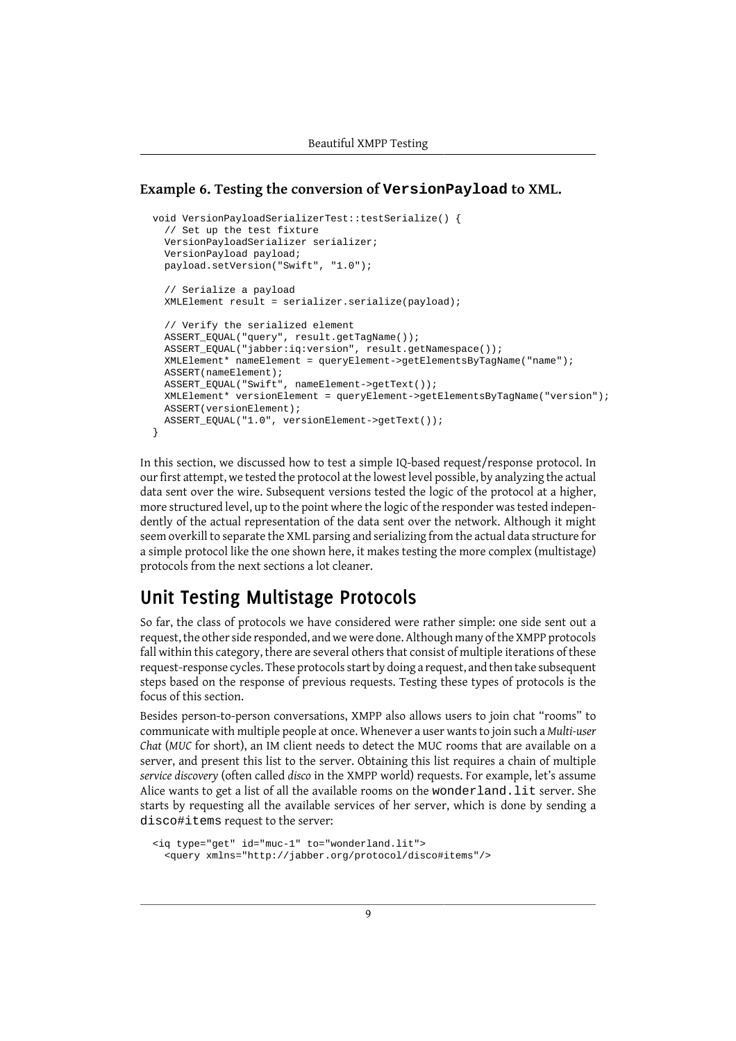**Example 6. Testing the conversion of `VersionPayload` to XML.**

```
void VersionPayloadSerializerTest::testSerialize() {
  // Set up the test fixture
  VersionPayloadSerializer serializer;
  VersionPayload payload;
  payload.setVersion("Swift", "1.0");

  // Serialize a payload
  XMLElement result = serializer.serialize(payload);

  // Verify the serialized element
  ASSERT_EQUAL("query", result.getTagName());
  ASSERT_EQUAL("jabber:iq:version", result.getNamespace());
  XMLElement* nameElement = queryElement->getElementsByTagName("name");
  ASSERT(nameElement);
  ASSERT_EQUAL("Swift", nameElement->getText());
  XMLElement* versionElement = queryElement->getElementsByTagName("version");
  ASSERT(versionElement);
  ASSERT_EQUAL("1.0", versionElement->getText());
}
```

In this section, we discussed how to test a simple IQ-based request/response protocol. In our first attempt, we tested the protocol at the lowest level possible, by analyzing the actual data sent over the wire. Subsequent versions tested the logic of the protocol at a higher, more structured level, up to the point where the logic of the responder was tested independently of the actual representation of the data sent over the network. Although it might seem overkill to separate the XML parsing and serializing from the actual data structure for a simple protocol like the one shown here, it makes testing the more complex (multistage) protocols from the next sections a lot cleaner.

## Unit Testing Multistage Protocols

So far, the class of protocols we have considered were rather simple: one side sent out a request, the other side responded, and we were done. Although many of the XMPP protocols fall within this category, there are several others that consist of multiple iterations of these request-response cycles. These protocols start by doing a request, and then take subsequent steps based on the response of previous requests. Testing these types of protocols is the focus of this section.

Besides person-to-person conversations, XMPP also allows users to join chat "rooms" to communicate with multiple people at once. Whenever a user wants to join such a *Multi-user Chat* (*MUC* for short), an IM client needs to detect the MUC rooms that are available on a server, and present this list to the server. Obtaining this list requires a chain of multiple *service discovery* (often called *disco* in the XMPP world) requests. For example, let's assume Alice wants to get a list of all the available rooms on the `wonderland.lit` server. She starts by requesting all the available services of her server, which is done by sending a `disco#items` request to the server:

```
<iq type="get" id="muc-1" to="wonderland.lit">
  <query xmlns="http://jabber.org/protocol/disco#items"/>
```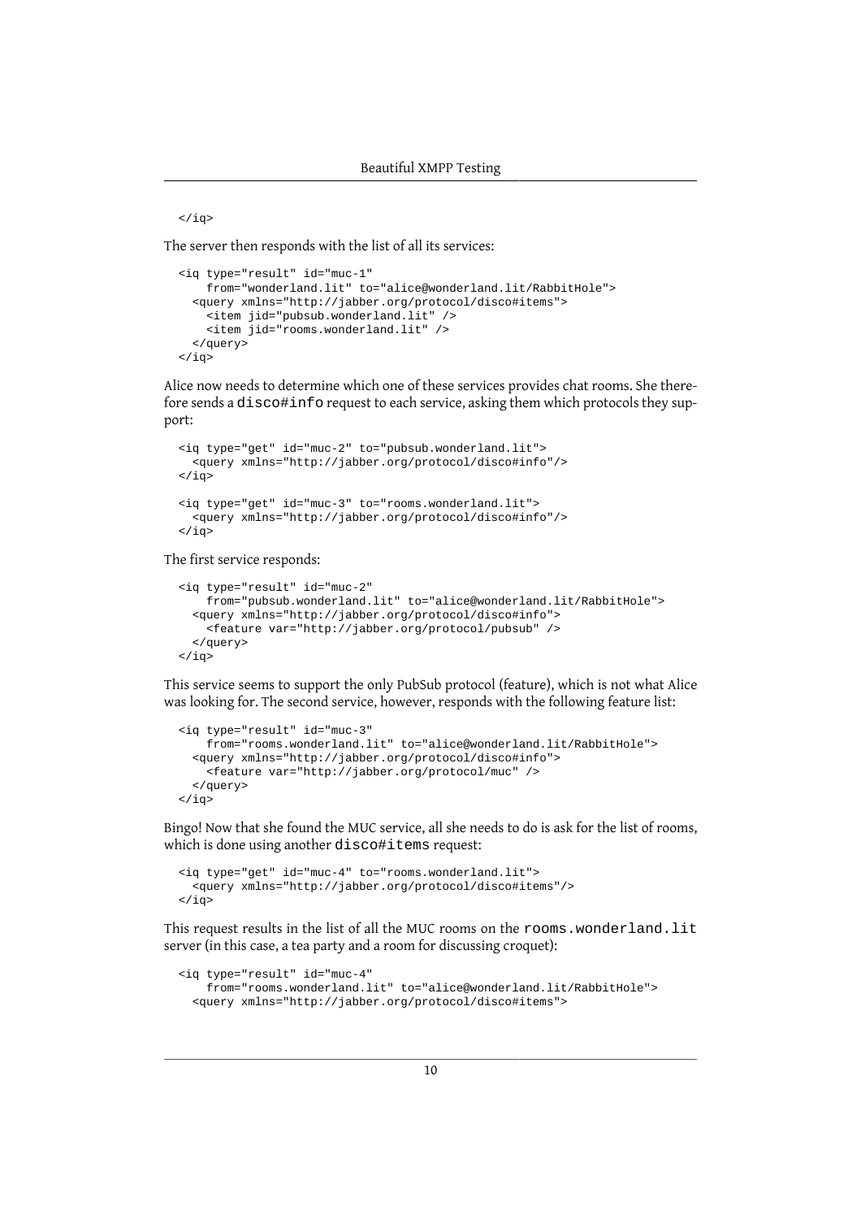```
</iq>
```

The server then responds with the list of all its services:

```
<iq type="result" id="muc-1"
    from="wonderland.lit" to="alice@wonderland.lit/RabbitHole">
  <query xmlns="http://jabber.org/protocol/disco#items">
    <item jid="pubsub.wonderland.lit" />
    <item jid="rooms.wonderland.lit" />
  </query>
</iq>
```

Alice now needs to determine which one of these services provides chat rooms. She therefore sends a `disco#info` request to each service, asking them which protocols they support:

```
<iq type="get" id="muc-2" to="pubsub.wonderland.lit">
  <query xmlns="http://jabber.org/protocol/disco#info"/>
</iq>

<iq type="get" id="muc-3" to="rooms.wonderland.lit">
  <query xmlns="http://jabber.org/protocol/disco#info"/>
</iq>
```

The first service responds:

```
<iq type="result" id="muc-2"
    from="pubsub.wonderland.lit" to="alice@wonderland.lit/RabbitHole">
  <query xmlns="http://jabber.org/protocol/disco#info">
    <feature var="http://jabber.org/protocol/pubsub" />
  </query>
</iq>
```

This service seems to support the only PubSub protocol (feature), which is not what Alice was looking for. The second service, however, responds with the following feature list:

```
<iq type="result" id="muc-3"
    from="rooms.wonderland.lit" to="alice@wonderland.lit/RabbitHole">
  <query xmlns="http://jabber.org/protocol/disco#info">
    <feature var="http://jabber.org/protocol/muc" />
  </query>
</iq>
```

Bingo! Now that she found the MUC service, all she needs to do is ask for the list of rooms, which is done using another `disco#items` request:

```
<iq type="get" id="muc-4" to="rooms.wonderland.lit">
  <query xmlns="http://jabber.org/protocol/disco#items"/>
</iq>
```

This request results in the list of all the MUC rooms on the `rooms.wonderland.lit` server (in this case, a tea party and a room for discussing croquet):

```
<iq type="result" id="muc-4"
    from="rooms.wonderland.lit" to="alice@wonderland.lit/RabbitHole">
  <query xmlns="http://jabber.org/protocol/disco#items">
```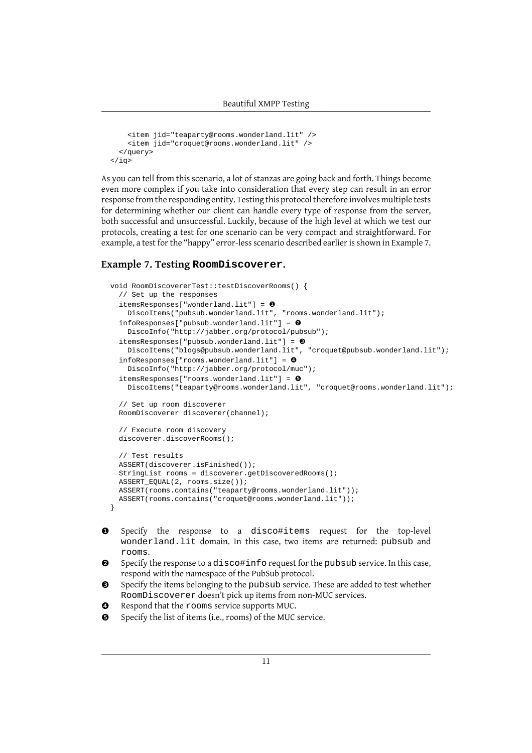```
    <item jid="teaparty@rooms.wonderland.lit" />
    <item jid="croquet@rooms.wonderland.lit" />
  </query>
</iq>
```

As you can tell from this scenario, a lot of stanzas are going back and forth. Things become even more complex if you take into consideration that every step can result in an error response from the responding entity. Testing this protocol therefore involves multiple tests for determining whether our client can handle every type of response from the server, both successful and unsuccessful. Luckily, because of the high level at which we test our protocols, creating a test for one scenario can be very compact and straightforward. For example, a test for the "happy" error-less scenario described earlier is shown in Example 7.

### Example 7. Testing `RoomDiscoverer`.

```
void RoomDiscovererTest::testDiscoverRooms() {
  // Set up the responses
  itemsResponses["wonderland.lit"] = ❶
    DiscoItems("pubsub.wonderland.lit", "rooms.wonderland.lit");
  infoResponses["pubsub.wonderland.lit"] = ❷
    DiscoInfo("http://jabber.org/protocol/pubsub");
  itemsResponses["pubsub.wonderland.lit"] = ❸
    DiscoItems("blogs@pubsub.wonderland.lit", "croquet@pubsub.wonderland.lit");
  infoResponses["rooms.wonderland.lit"] = ❹
    DiscoInfo("http://jabber.org/protocol/muc");
  itemsResponses["rooms.wonderland.lit"] = ❺
    DiscoItems("teaparty@rooms.wonderland.lit", "croquet@rooms.wonderland.lit");

  // Set up room discoverer
  RoomDiscoverer discoverer(channel);

  // Execute room discovery
  discoverer.discoverRooms();

  // Test results
  ASSERT(discoverer.isFinished());
  StringList rooms = discoverer.getDiscoveredRooms();
  ASSERT_EQUAL(2, rooms.size());
  ASSERT(rooms.contains("teaparty@rooms.wonderland.lit"));
  ASSERT(rooms.contains("croquet@rooms.wonderland.lit"));
}
```

❶ Specify the response to a `disco#items` request for the top-level `wonderland.lit` domain. In this case, two items are returned: `pubsub` and `rooms`.

❷ Specify the response to a `disco#info` request for the `pubsub` service. In this case, respond with the namespace of the PubSub protocol.

❸ Specify the items belonging to the `pubsub` service. These are added to test whether `RoomDiscoverer` doesn't pick up items from non-MUC services.

❹ Respond that the `rooms` service supports MUC.

❺ Specify the list of items (i.e., rooms) of the MUC service.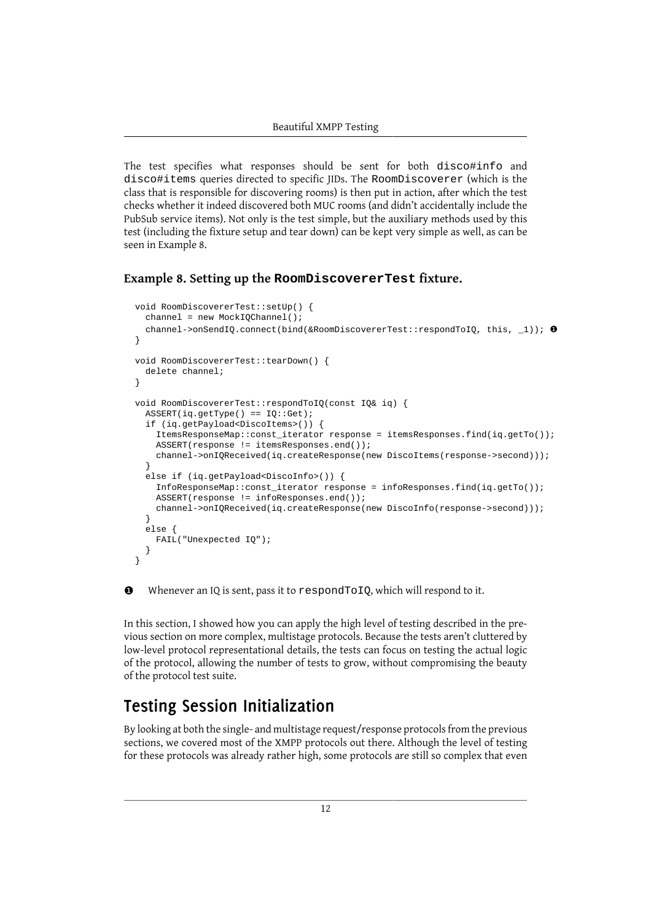The test specifies what responses should be sent for both `disco#info` and `disco#items` queries directed to specific JIDs. The `RoomDiscoverer` (which is the class that is responsible for discovering rooms) is then put in action, after which the test checks whether it indeed discovered both MUC rooms (and didn't accidentally include the PubSub service items). Not only is the test simple, but the auxiliary methods used by this test (including the fixture setup and tear down) can be kept very simple as well, as can be seen in Example 8.

### Example 8. Setting up the `RoomDiscovererTest` fixture.

```
void RoomDiscovererTest::setUp() {
  channel = new MockIQChannel();
  channel->onSendIQ.connect(bind(&RoomDiscovererTest::respondToIQ, this, _1)); ❶
}

void RoomDiscovererTest::tearDown() {
  delete channel;
}

void RoomDiscovererTest::respondToIQ(const IQ& iq) {
  ASSERT(iq.getType() == IQ::Get);
  if (iq.getPayload<DiscoItems>()) {
    ItemsResponseMap::const_iterator response = itemsResponses.find(iq.getTo());
    ASSERT(response != itemsResponses.end());
    channel->onIQReceived(iq.createResponse(new DiscoItems(response->second)));
  }
  else if (iq.getPayload<DiscoInfo>()) {
    InfoResponseMap::const_iterator response = infoResponses.find(iq.getTo());
    ASSERT(response != infoResponses.end());
    channel->onIQReceived(iq.createResponse(new DiscoInfo(response->second)));
  }
  else {
    FAIL("Unexpected IQ");
  }
}
```

❶ Whenever an IQ is sent, pass it to `respondToIQ`, which will respond to it.

In this section, I showed how you can apply the high level of testing described in the previous section on more complex, multistage protocols. Because the tests aren't cluttered by low-level protocol representational details, the tests can focus on testing the actual logic of the protocol, allowing the number of tests to grow, without compromising the beauty of the protocol test suite.

## Testing Session Initialization

By looking at both the single- and multistage request/response protocols from the previous sections, we covered most of the XMPP protocols out there. Although the level of testing for these protocols was already rather high, some protocols are still so complex that even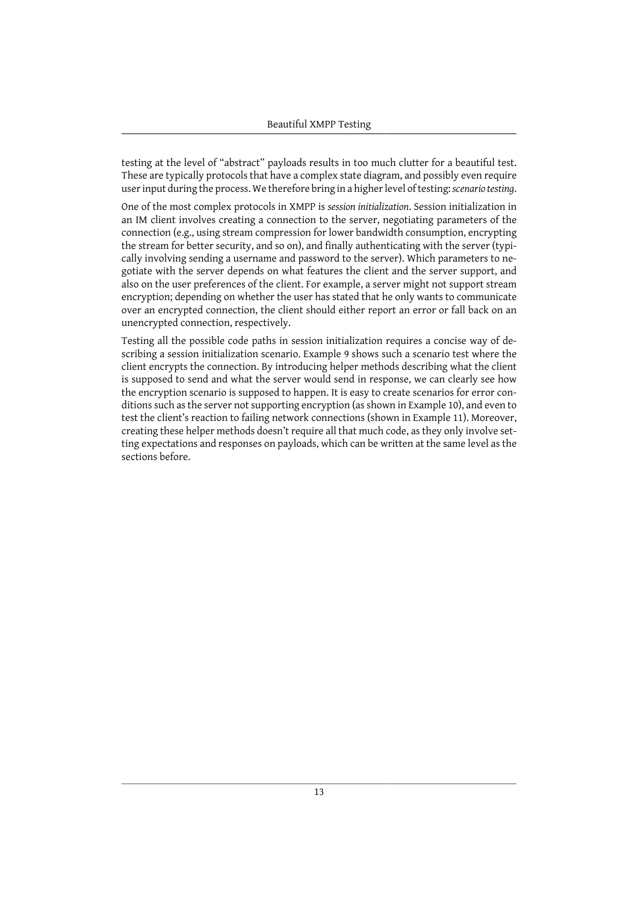testing at the level of "abstract" payloads results in too much clutter for a beautiful test. These are typically protocols that have a complex state diagram, and possibly even require user input during the process. We therefore bring in a higher level of testing: *scenario testing*.

One of the most complex protocols in XMPP is *session initialization*. Session initialization in an IM client involves creating a connection to the server, negotiating parameters of the connection (e.g., using stream compression for lower bandwidth consumption, encrypting the stream for better security, and so on), and finally authenticating with the server (typically involving sending a username and password to the server). Which parameters to negotiate with the server depends on what features the client and the server support, and also on the user preferences of the client. For example, a server might not support stream encryption; depending on whether the user has stated that he only wants to communicate over an encrypted connection, the client should either report an error or fall back on an unencrypted connection, respectively.

Testing all the possible code paths in session initialization requires a concise way of describing a session initialization scenario. Example 9 shows such a scenario test where the client encrypts the connection. By introducing helper methods describing what the client is supposed to send and what the server would send in response, we can clearly see how the encryption scenario is supposed to happen. It is easy to create scenarios for error conditions such as the server not supporting encryption (as shown in Example 10), and even to test the client's reaction to failing network connections (shown in Example 11). Moreover, creating these helper methods doesn't require all that much code, as they only involve setting expectations and responses on payloads, which can be written at the same level as the sections before.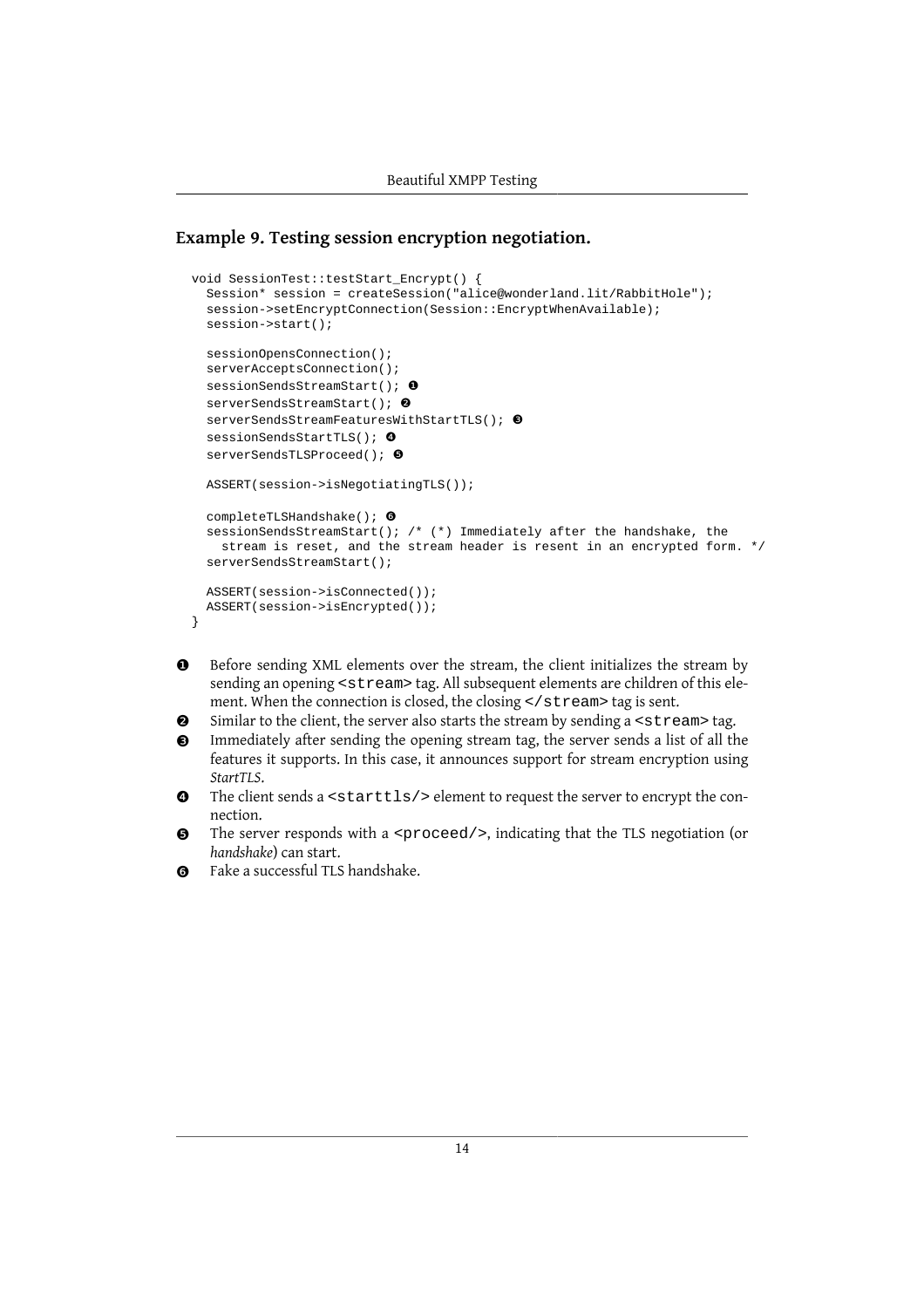### Example 9. Testing session encryption negotiation.

```
void SessionTest::testStart_Encrypt() {
  Session* session = createSession("alice@wonderland.lit/RabbitHole");
  session->setEncryptConnection(Session::EncryptWhenAvailable);
  session->start();

  sessionOpensConnection();
  serverAcceptsConnection();
  sessionSendsStreamStart(); ❶
  serverSendsStreamStart(); ❷
  serverSendsStreamFeaturesWithStartTLS(); ❸
  sessionSendsStartTLS(); ❹
  serverSendsTLSProceed(); ❺

  ASSERT(session->isNegotiatingTLS());

  completeTLSHandshake(); ❻
  sessionSendsStreamStart(); /* (*) Immediately after the handshake, the
    stream is reset, and the stream header is resent in an encrypted form. */
  serverSendsStreamStart();

  ASSERT(session->isConnected());
  ASSERT(session->isEncrypted());
}
```

❶ Before sending XML elements over the stream, the client initializes the stream by sending an opening `<stream>` tag. All subsequent elements are children of this element. When the connection is closed, the closing `</stream>` tag is sent.

❷ Similar to the client, the server also starts the stream by sending a `<stream>` tag.

❸ Immediately after sending the opening stream tag, the server sends a list of all the features it supports. In this case, it announces support for stream encryption using *StartTLS*.

❹ The client sends a `<starttls/>` element to request the server to encrypt the connection.

❺ The server responds with a `<proceed/>`, indicating that the TLS negotiation (or *handshake*) can start.

❻ Fake a successful TLS handshake.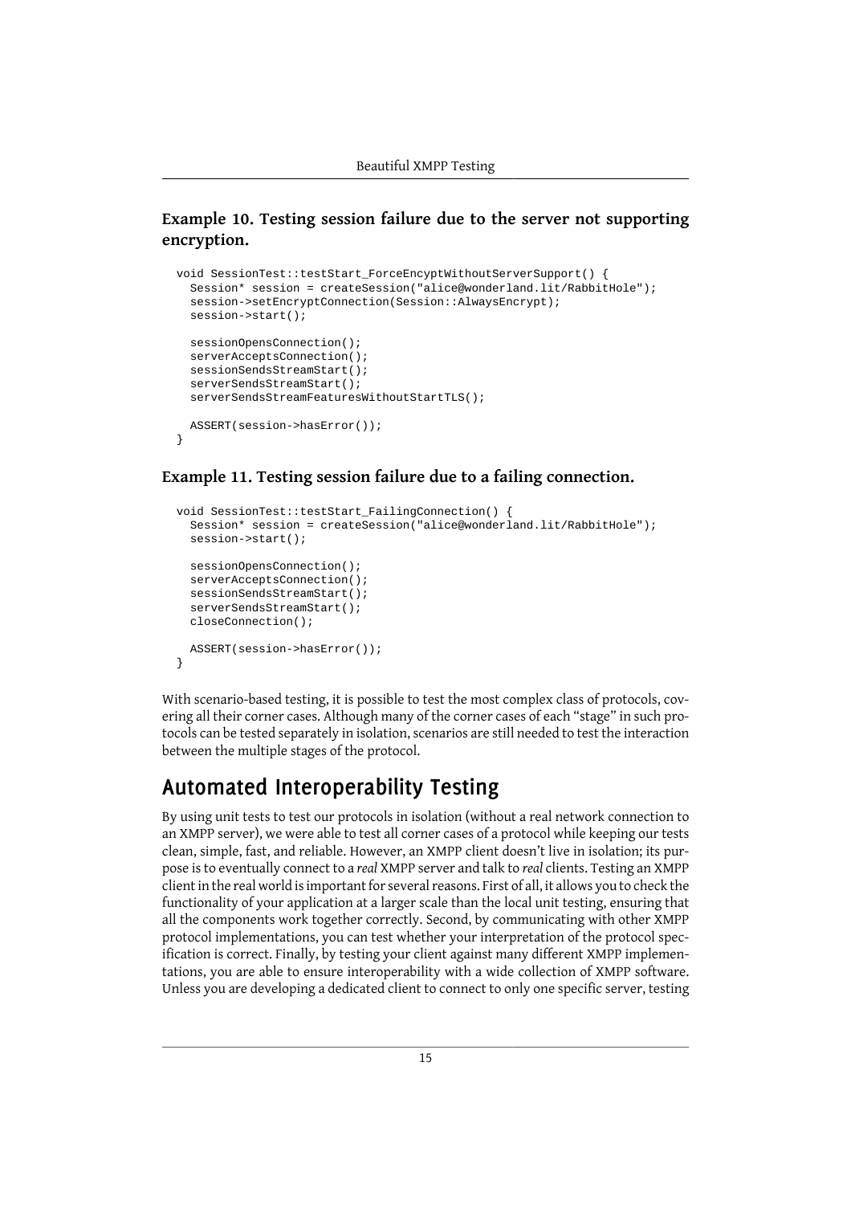**Example 10. Testing session failure due to the server not supporting encryption.**

```
void SessionTest::testStart_ForceEncyptWithoutServerSupport() {
  Session* session = createSession("alice@wonderland.lit/RabbitHole");
  session->setEncryptConnection(Session::AlwaysEncrypt);
  session->start();

  sessionOpensConnection();
  serverAcceptsConnection();
  sessionSendsStreamStart();
  serverSendsStreamStart();
  serverSendsStreamFeaturesWithoutStartTLS();

  ASSERT(session->hasError());
}
```

**Example 11. Testing session failure due to a failing connection.**

```
void SessionTest::testStart_FailingConnection() {
  Session* session = createSession("alice@wonderland.lit/RabbitHole");
  session->start();

  sessionOpensConnection();
  serverAcceptsConnection();
  sessionSendsStreamStart();
  serverSendsStreamStart();
  closeConnection();

  ASSERT(session->hasError());
}
```

With scenario-based testing, it is possible to test the most complex class of protocols, covering all their corner cases. Although many of the corner cases of each "stage" in such protocols can be tested separately in isolation, scenarios are still needed to test the interaction between the multiple stages of the protocol.

## Automated Interoperability Testing

By using unit tests to test our protocols in isolation (without a real network connection to an XMPP server), we were able to test all corner cases of a protocol while keeping our tests clean, simple, fast, and reliable. However, an XMPP client doesn't live in isolation; its purpose is to eventually connect to a *real* XMPP server and talk to *real* clients. Testing an XMPP client in the real world is important for several reasons. First of all, it allows you to check the functionality of your application at a larger scale than the local unit testing, ensuring that all the components work together correctly. Second, by communicating with other XMPP protocol implementations, you can test whether your interpretation of the protocol specification is correct. Finally, by testing your client against many different XMPP implementations, you are able to ensure interoperability with a wide collection of XMPP software. Unless you are developing a dedicated client to connect to only one specific server, testing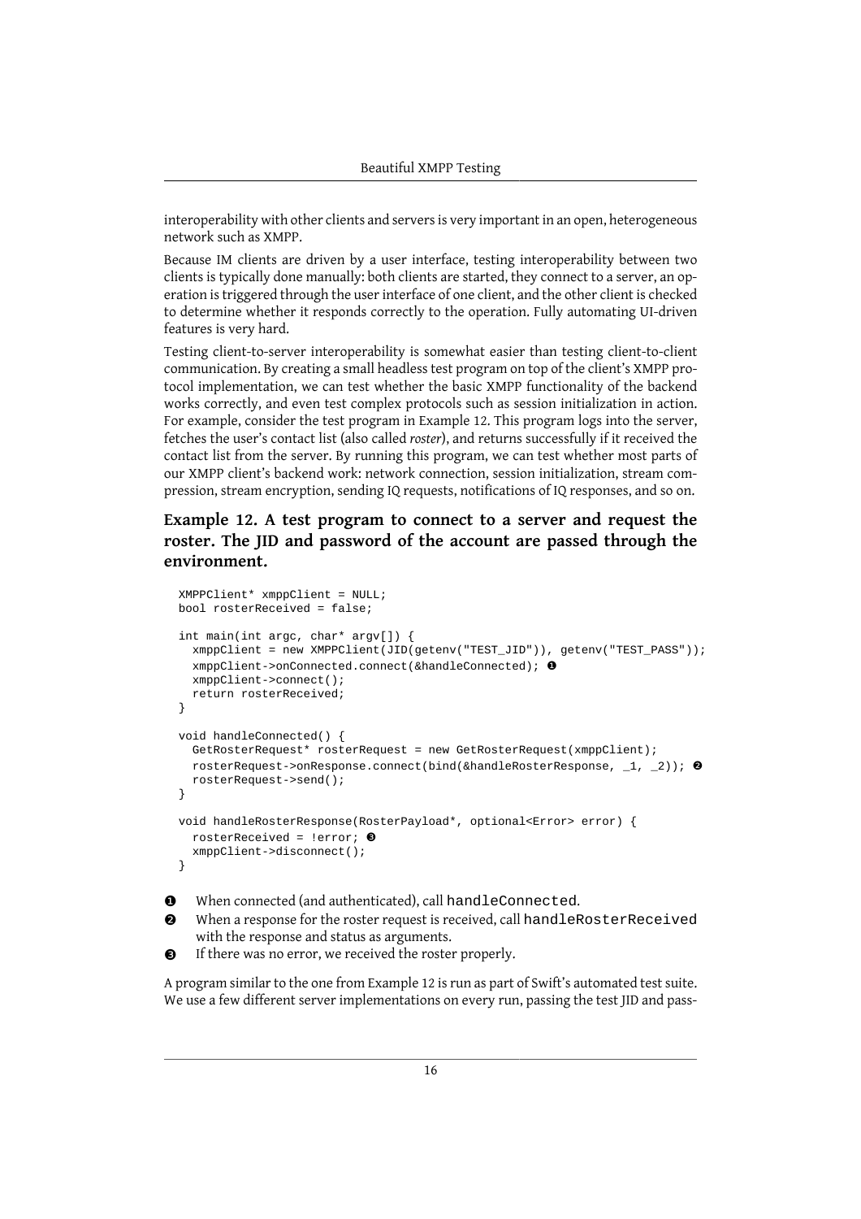interoperability with other clients and servers is very important in an open, heterogeneous network such as XMPP.

Because IM clients are driven by a user interface, testing interoperability between two clients is typically done manually: both clients are started, they connect to a server, an operation is triggered through the user interface of one client, and the other client is checked to determine whether it responds correctly to the operation. Fully automating UI-driven features is very hard.

Testing client-to-server interoperability is somewhat easier than testing client-to-client communication. By creating a small headless test program on top of the client's XMPP protocol implementation, we can test whether the basic XMPP functionality of the backend works correctly, and even test complex protocols such as session initialization in action. For example, consider the test program in Example 12. This program logs into the server, fetches the user's contact list (also called *roster*), and returns successfully if it received the contact list from the server. By running this program, we can test whether most parts of our XMPP client's backend work: network connection, session initialization, stream compression, stream encryption, sending IQ requests, notifications of IQ responses, and so on.

**Example 12. A test program to connect to a server and request the roster. The JID and password of the account are passed through the environment.**

```
XMPPClient* xmppClient = NULL;
bool rosterReceived = false;

int main(int argc, char* argv[]) {
  xmppClient = new XMPPClient(JID(getenv("TEST_JID")), getenv("TEST_PASS"));
  xmppClient->onConnected.connect(&handleConnected); ❶
  xmppClient->connect();
  return rosterReceived;
}

void handleConnected() {
  GetRosterRequest* rosterRequest = new GetRosterRequest(xmppClient);
  rosterRequest->onResponse.connect(bind(&handleRosterResponse, _1, _2)); ❷
  rosterRequest->send();
}

void handleRosterResponse(RosterPayload*, optional<Error> error) {
  rosterReceived = !error; ❸
  xmppClient->disconnect();
}
```

❶ When connected (and authenticated), call `handleConnected`.

❷ When a response for the roster request is received, call `handleRosterReceived` with the response and status as arguments.

❸ If there was no error, we received the roster properly.

A program similar to the one from Example 12 is run as part of Swift's automated test suite. We use a few different server implementations on every run, passing the test JID and pass-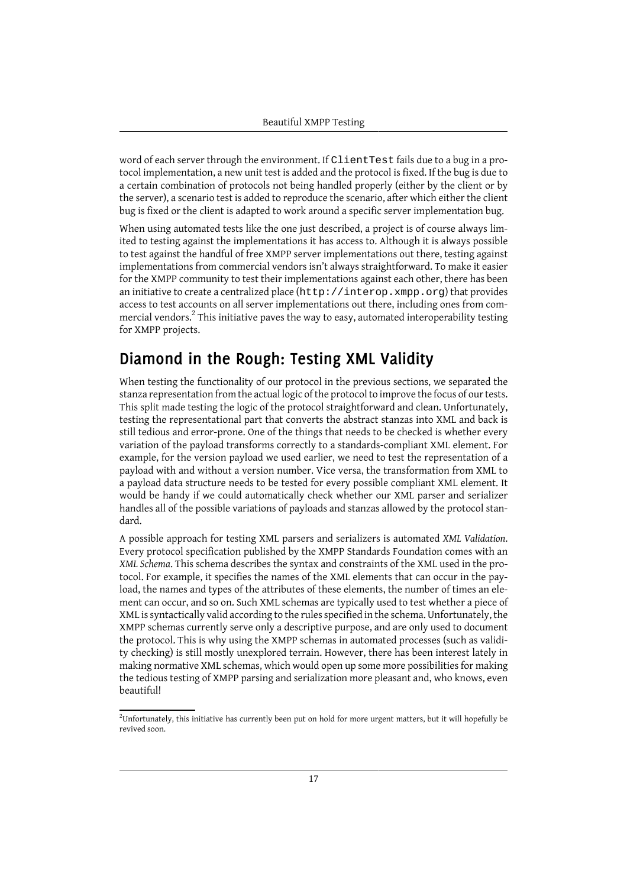word of each server through the environment. If `ClientTest` fails due to a bug in a protocol implementation, a new unit test is added and the protocol is fixed. If the bug is due to a certain combination of protocols not being handled properly (either by the client or by the server), a scenario test is added to reproduce the scenario, after which either the client bug is fixed or the client is adapted to work around a specific server implementation bug.

When using automated tests like the one just described, a project is of course always limited to testing against the implementations it has access to. Although it is always possible to test against the handful of free XMPP server implementations out there, testing against implementations from commercial vendors isn't always straightforward. To make it easier for the XMPP community to test their implementations against each other, there has been an initiative to create a centralized place (`http://interop.xmpp.org`) that provides access to test accounts on all server implementations out there, including ones from commercial vendors.[2] This initiative paves the way to easy, automated interoperability testing for XMPP projects.

## Diamond in the Rough: Testing XML Validity

When testing the functionality of our protocol in the previous sections, we separated the stanza representation from the actual logic of the protocol to improve the focus of our tests. This split made testing the logic of the protocol straightforward and clean. Unfortunately, testing the representational part that converts the abstract stanzas into XML and back is still tedious and error-prone. One of the things that needs to be checked is whether every variation of the payload transforms correctly to a standards-compliant XML element. For example, for the version payload we used earlier, we need to test the representation of a payload with and without a version number. Vice versa, the transformation from XML to a payload data structure needs to be tested for every possible compliant XML element. It would be handy if we could automatically check whether our XML parser and serializer handles all of the possible variations of payloads and stanzas allowed by the protocol standard.

A possible approach for testing XML parsers and serializers is automated *XML Validation*. Every protocol specification published by the XMPP Standards Foundation comes with an *XML Schema*. This schema describes the syntax and constraints of the XML used in the protocol. For example, it specifies the names of the XML elements that can occur in the payload, the names and types of the attributes of these elements, the number of times an element can occur, and so on. Such XML schemas are typically used to test whether a piece of XML is syntactically valid according to the rules specified in the schema. Unfortunately, the XMPP schemas currently serve only a descriptive purpose, and are only used to document the protocol. This is why using the XMPP schemas in automated processes (such as validity checking) is still mostly unexplored terrain. However, there has been interest lately in making normative XML schemas, which would open up some more possibilities for making the tedious testing of XMPP parsing and serialization more pleasant and, who knows, even beautiful!

[2] Unfortunately, this initiative has currently been put on hold for more urgent matters, but it will hopefully be revived soon.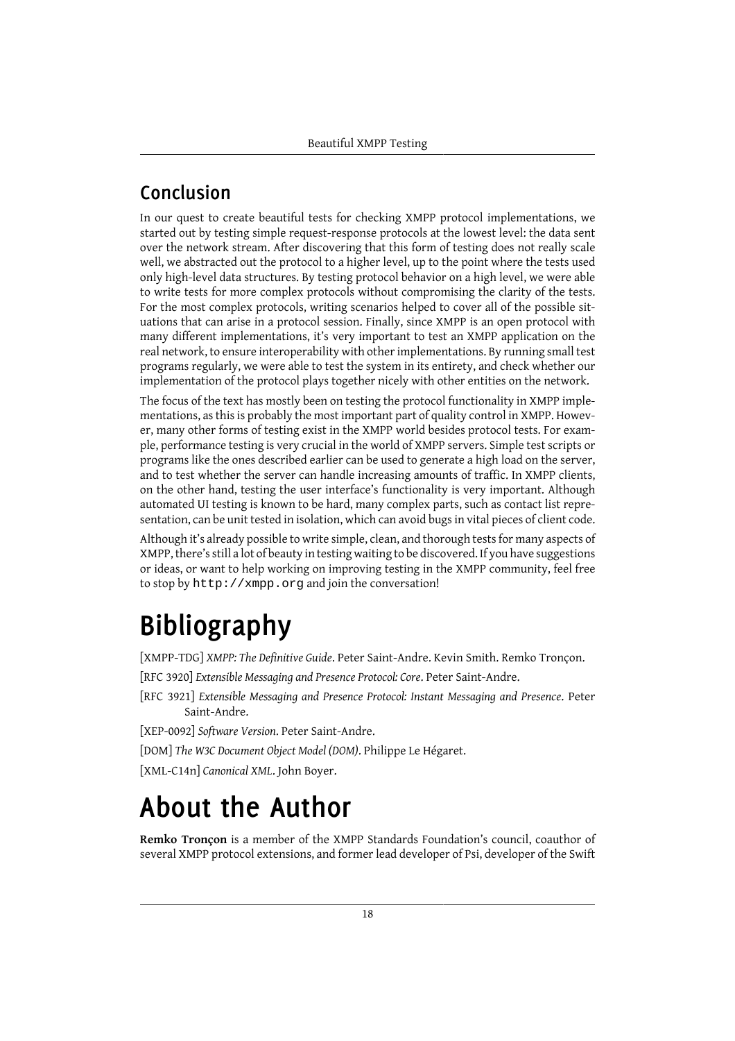## Conclusion

In our quest to create beautiful tests for checking XMPP protocol implementations, we started out by testing simple request-response protocols at the lowest level: the data sent over the network stream. After discovering that this form of testing does not really scale well, we abstracted out the protocol to a higher level, up to the point where the tests used only high-level data structures. By testing protocol behavior on a high level, we were able to write tests for more complex protocols without compromising the clarity of the tests. For the most complex protocols, writing scenarios helped to cover all of the possible situations that can arise in a protocol session. Finally, since XMPP is an open protocol with many different implementations, it's very important to test an XMPP application on the real network, to ensure interoperability with other implementations. By running small test programs regularly, we were able to test the system in its entirety, and check whether our implementation of the protocol plays together nicely with other entities on the network.

The focus of the text has mostly been on testing the protocol functionality in XMPP implementations, as this is probably the most important part of quality control in XMPP. However, many other forms of testing exist in the XMPP world besides protocol tests. For example, performance testing is very crucial in the world of XMPP servers. Simple test scripts or programs like the ones described earlier can be used to generate a high load on the server, and to test whether the server can handle increasing amounts of traffic. In XMPP clients, on the other hand, testing the user interface's functionality is very important. Although automated UI testing is known to be hard, many complex parts, such as contact list representation, can be unit tested in isolation, which can avoid bugs in vital pieces of client code.

Although it's already possible to write simple, clean, and thorough tests for many aspects of XMPP, there's still a lot of beauty in testing waiting to be discovered. If you have suggestions or ideas, or want to help working on improving testing in the XMPP community, feel free to stop by `http://xmpp.org` and join the conversation!

# Bibliography

[XMPP-TDG] *XMPP: The Definitive Guide*. Peter Saint-Andre. Kevin Smith. Remko Tronçon.

[RFC 3920] *Extensible Messaging and Presence Protocol: Core*. Peter Saint-Andre.

[RFC 3921] *Extensible Messaging and Presence Protocol: Instant Messaging and Presence*. Peter Saint-Andre.

[XEP-0092] *Software Version*. Peter Saint-Andre.

[DOM] *The W3C Document Object Model (DOM)*. Philippe Le Hégaret.

[XML-C14n] *Canonical XML*. John Boyer.

# About the Author

**Remko Tronçon** is a member of the XMPP Standards Foundation's council, coauthor of several XMPP protocol extensions, and former lead developer of Psi, developer of the Swift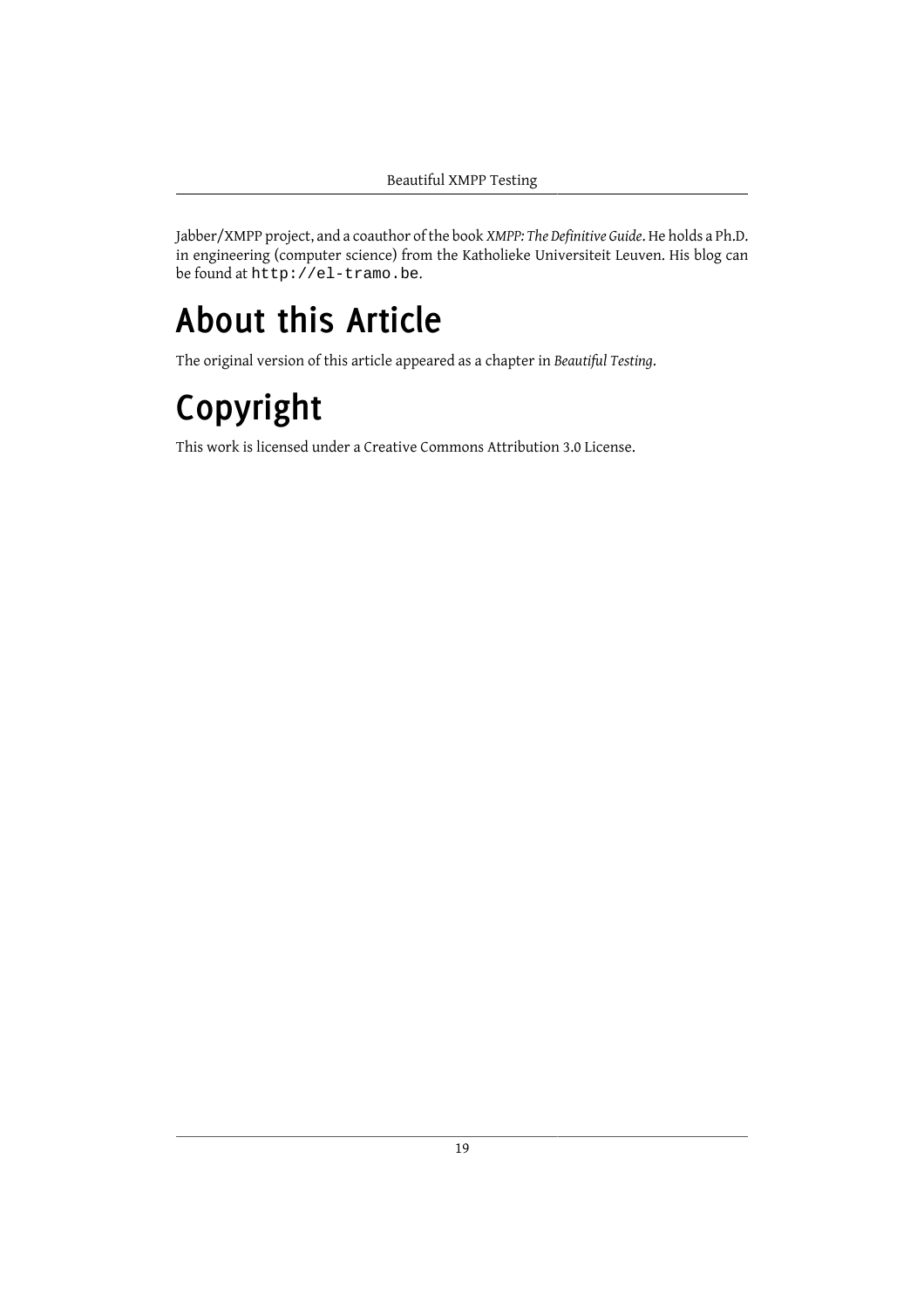Jabber/XMPP project, and a coauthor of the book *XMPP: The Definitive Guide*. He holds a Ph.D. in engineering (computer science) from the Katholieke Universiteit Leuven. His blog can be found at `http://el-tramo.be`.

# About this Article

The original version of this article appeared as a chapter in *Beautiful Testing*.

# Copyright

This work is licensed under a Creative Commons Attribution 3.0 License.